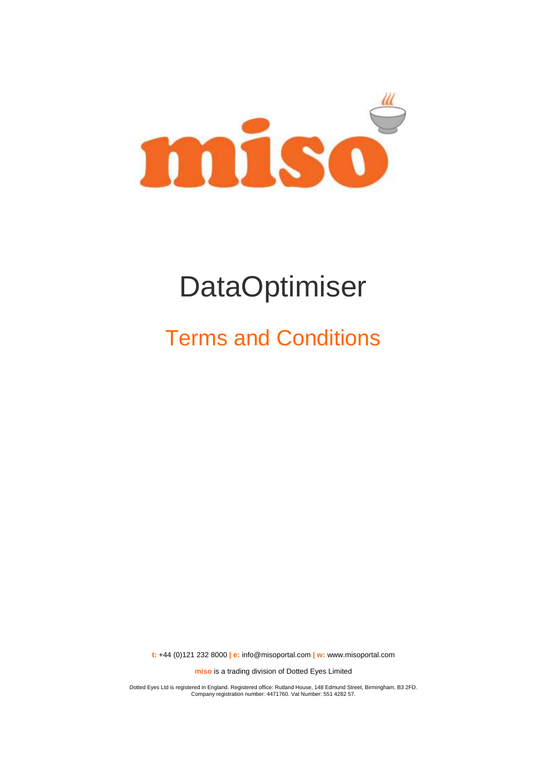# miso

# DataOptimiser

## Terms and Conditions

**t:** +44 (0)121 232 8000 **| e:** info@misoportal.com **| w:** www.misoportal.com

**miso** is a trading division of Dotted Eyes Limited

Dotted Eyes Ltd is registered in England. Registered office: Rutland House, 148 Edmund Street, Birmingham, B3 2FD. Company registration number: 4471760. Vat Number: 551 4282 57.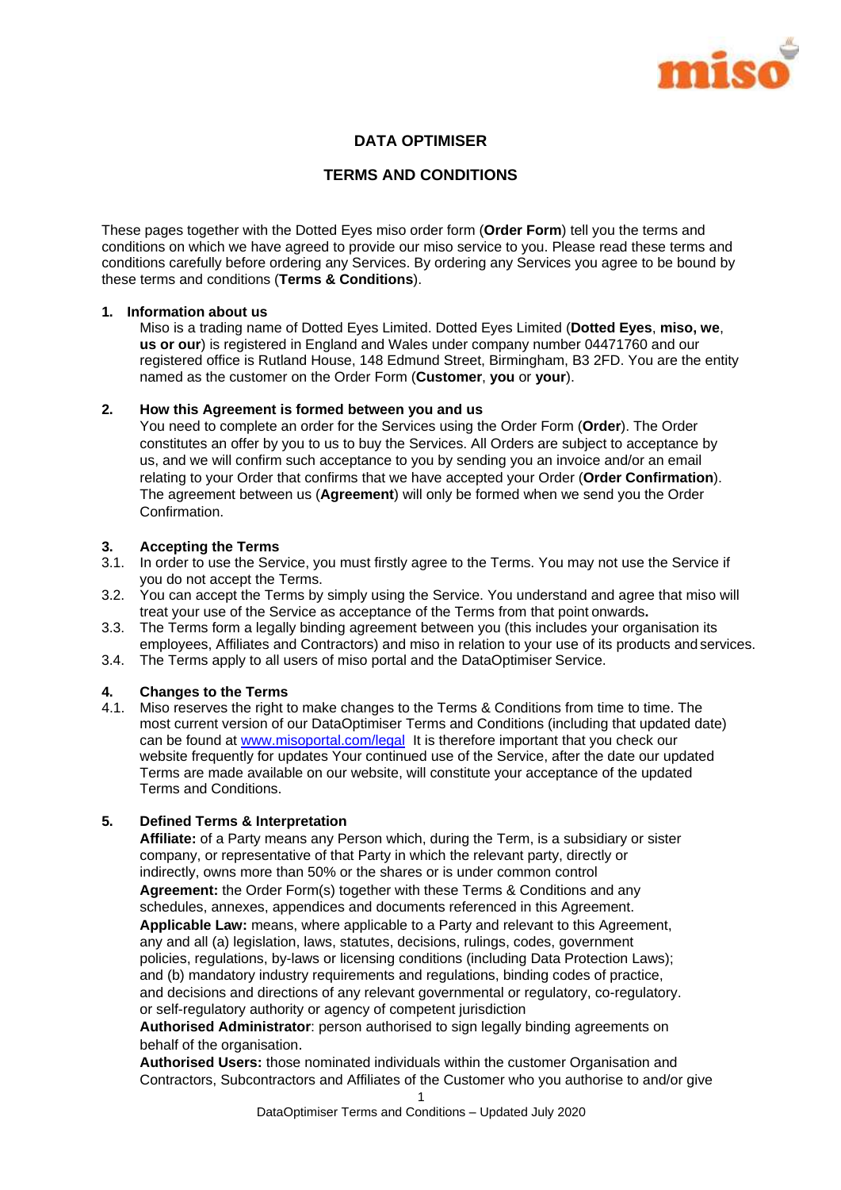# DATA OPTIMISER

# TERMS AND CONDITIONS

These pages together with the Dotted Eyes miso order form (**Order Form**) tell you the terms and conditions on which we have agreed to provide our miso service to you. Please read these terms and conditions carefully before ordering any Services. By ordering any Services you agree to be bound by these terms and conditions (**Terms & Conditions**).

## 1. Information about us

Miso is a trading name of Dotted Eyes Limited. Dotted Eyes Limited (**Dotted Eyes**, **miso, we**, **us or our**) is registered in England and Wales under company number 04471760 and our registered office is Rutland House, 148 Edmund Street, Birmingham, B3 2FD. You are the entity named as the customer on the Order Form (**Customer**, **you** or **your**).

## 2. How this Agreement is formed between you and us

You need to complete an order for the Services using the Order Form (**Order**). The Order constitutes an offer by you to us to buy the Services. All Orders are subject to acceptance by us, and we will confirm such acceptance to you by sending you an invoice and/or an email relating to your Order that confirms that we have accepted your Order (**Order Confirmation**). The agreement between us (**Agreement**) will only be formed when we send you the Order Confirmation.

## 3. Accepting the Terms

3.1. In order to use the Service, you must firstly agree to the Terms. You may not use the Service if you do not accept the Terms.

3.2. You can accept the Terms by simply using the Service. You understand and agree that miso will treat your use of the Service as acceptance of the Terms from that point onwards**.**

3.3. The Terms form a legally binding agreement between you (this includes your organisation its employees, Affiliates and Contractors) and miso in relation to your use of its products and services.

3.4. The Terms apply to all users of miso portal and the DataOptimiser Service.

## 4. Changes to the Terms

4.1. Miso reserves the right to make changes to the Terms & Conditions from time to time. The most current version of our DataOptimiser Terms and Conditions (including that updated date) can be found at [www.misoportal.com/legal](www.misoportal.com/legal) It is therefore important that you check our website frequently for updates Your continued use of the Service, after the date our updated Terms are made available on our website, will constitute your acceptance of the updated Terms and Conditions.

## 5. Defined Terms & Interpretation

**Affiliate:** of a Party means any Person which, during the Term, is a subsidiary or sister company, or representative of that Party in which the relevant party, directly or indirectly, owns more than 50% or the shares or is under common control

**Agreement:** the Order Form(s) together with these Terms & Conditions and any schedules, annexes, appendices and documents referenced in this Agreement.

**Applicable Law:** means, where applicable to a Party and relevant to this Agreement, any and all (a) legislation, laws, statutes, decisions, rulings, codes, government policies, regulations, by-laws or licensing conditions (including Data Protection Laws); and (b) mandatory industry requirements and regulations, binding codes of practice, and decisions and directions of any relevant governmental or regulatory, co-regulatory. or self-regulatory authority or agency of competent jurisdiction

**Authorised Administrator**: person authorised to sign legally binding agreements on behalf of the organisation.

**Authorised Users:** those nominated individuals within the customer Organisation and Contractors, Subcontractors and Affiliates of the Customer who you authorise to and/or give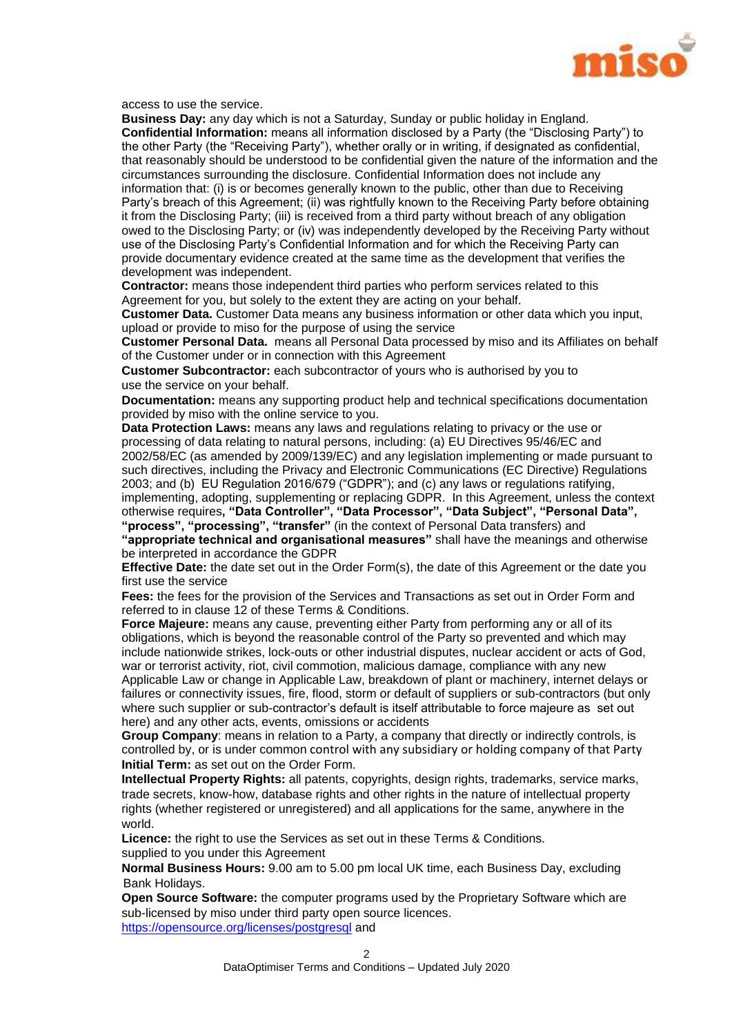access to use the service.

**Business Day:** any day which is not a Saturday, Sunday or public holiday in England.

**Confidential Information:** means all information disclosed by a Party (the "Disclosing Party") to the other Party (the "Receiving Party"), whether orally or in writing, if designated as confidential, that reasonably should be understood to be confidential given the nature of the information and the circumstances surrounding the disclosure. Confidential Information does not include any information that: (i) is or becomes generally known to the public, other than due to Receiving Party's breach of this Agreement; (ii) was rightfully known to the Receiving Party before obtaining it from the Disclosing Party; (iii) is received from a third party without breach of any obligation owed to the Disclosing Party; or (iv) was independently developed by the Receiving Party without use of the Disclosing Party's Confidential Information and for which the Receiving Party can provide documentary evidence created at the same time as the development that verifies the development was independent.

**Contractor:** means those independent third parties who perform services related to this Agreement for you, but solely to the extent they are acting on your behalf.

**Customer Data.** Customer Data means any business information or other data which you input, upload or provide to miso for the purpose of using the service

**Customer Personal Data.** means all Personal Data processed by miso and its Affiliates on behalf of the Customer under or in connection with this Agreement

**Customer Subcontractor:** each subcontractor of yours who is authorised by you to use the service on your behalf.

**Documentation:** means any supporting product help and technical specifications documentation provided by miso with the online service to you.

**Data Protection Laws:** means any laws and regulations relating to privacy or the use or processing of data relating to natural persons, including: (a) EU Directives 95/46/EC and 2002/58/EC (as amended by 2009/139/EC) and any legislation implementing or made pursuant to such directives, including the Privacy and Electronic Communications (EC Directive) Regulations 2003; and (b) EU Regulation 2016/679 ("GDPR"); and (c) any laws or regulations ratifying, implementing, adopting, supplementing or replacing GDPR. In this Agreement, unless the context otherwise requires**, "Data Controller", "Data Processor", "Data Subject", "Personal Data", "process", "processing", "transfer"** (in the context of Personal Data transfers) and **"appropriate technical and organisational measures"** shall have the meanings and otherwise be interpreted in accordance with the GDPR

**Effective Date:** the date set out in the Order Form(s), the date of this Agreement or the date you first use the service

**Fees:** the fees for the provision of the Services and Transactions as set out in Order Form and referred to in clause 12 of these Terms & Conditions.

**Force Majeure:** means any cause, preventing either Party from performing any or all of its obligations, which is beyond the reasonable control of the Party so prevented and which may include nationwide strikes, lock-outs or other industrial disputes, nuclear accident or acts of God, war or terrorist activity, riot, civil commotion, malicious damage, compliance with any new Applicable Law or change in Applicable Law, breakdown of plant or machinery, internet delays or failures or connectivity issues, fire, flood, storm or default of suppliers or sub-contractors (but only where such supplier or sub-contractor's default is itself attributable to force majeure as set out here) and any other acts, events, omissions or accidents

**Group Company**: means in relation to a Party, a company that directly or indirectly controls, is controlled by, or is under common control with any subsidiary or holding company of that Party

**Initial Term:** as set out on the Order Form.

**Intellectual Property Rights:** all patents, copyrights, design rights, trademarks, service marks, trade secrets, know-how, database rights and other rights in the nature of intellectual property rights (whether registered or unregistered) and all applications for the same, anywhere in the world.

**Licence:** the right to use the Services as set out in these Terms & Conditions. supplied to you under this Agreement

**Normal Business Hours:** 9.00 am to 5.00 pm local UK time, each Business Day, excluding Bank Holidays.

**Open Source Software:** the computer programs used by the Proprietary Software which are sub-licensed by miso under third party open source licences. https://opensource.org/licenses/postgresql and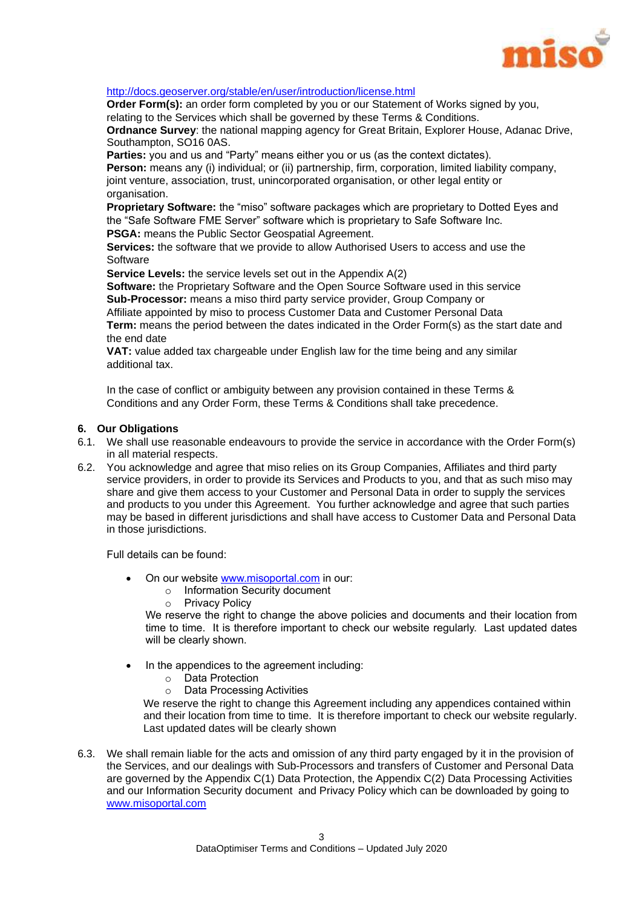http://docs.geoserver.org/stable/en/user/introduction/license.html

**Order Form(s):** an order form completed by you or our Statement of Works signed by you, relating to the Services which shall be governed by these Terms & Conditions.

**Ordnance Survey**: the national mapping agency for Great Britain, Explorer House, Adanac Drive, Southampton, SO16 0AS.

**Parties:** you and us and "Party" means either you or us (as the context dictates).

**Person:** means any (i) individual; or (ii) partnership, firm, corporation, limited liability company, joint venture, association, trust, unincorporated organisation, or other legal entity or organisation.

**Proprietary Software:** the "miso" software packages which are proprietary to Dotted Eyes and the "Safe Software FME Server" software which is proprietary to Safe Software Inc.

**PSGA:** means the Public Sector Geospatial Agreement.

**Services:** the software that we provide to allow Authorised Users to access and use the Software

**Service Levels:** the service levels set out in the Appendix A(2)

**Software:** the Proprietary Software and the Open Source Software used in this service

**Sub-Processor:** means a miso third party service provider, Group Company or Affiliate appointed by miso to process Customer Data and Customer Personal Data

**Term:** means the period between the dates indicated in the Order Form(s) as the start date and the end date

**VAT:** value added tax chargeable under English law for the time being and any similar additional tax.

In the case of conflict or ambiguity between any provision contained in these Terms & Conditions and any Order Form, these Terms & Conditions shall take precedence.

## 6. Our Obligations

6.1. We shall use reasonable endeavours to provide the service in accordance with the Order Form(s) in all material respects.

6.2. You acknowledge and agree that miso relies on its Group Companies, Affiliates and third party service providers, in order to provide its Services and Products to you, and that as such miso may share and give them access to your Customer and Personal Data in order to supply the services and products to you under this Agreement. You further acknowledge and agree that such parties may be based in different jurisdictions and shall have access to Customer Data and Personal Data in those jurisdictions.

Full details can be found:

- On our website www.misoportal.com in our:
  - Information Security document
  - Privacy Policy

  We reserve the right to change the above policies and documents and their location from time to time. It is therefore important to check our website regularly. Last updated dates will be clearly shown.

- In the appendices to the agreement including:
  - Data Protection
  - Data Processing Activities

  We reserve the right to change this Agreement including any appendices contained within and their location from time to time. It is therefore important to check our website regularly. Last updated dates will be clearly shown

6.3. We shall remain liable for the acts and omission of any third party engaged by it in the provision of the Services, and our dealings with Sub-Processors and transfers of Customer and Personal Data are governed by the Appendix C(1) Data Protection, the Appendix C(2) Data Processing Activities and our Information Security document and Privacy Policy which can be downloaded by going to www.misoportal.com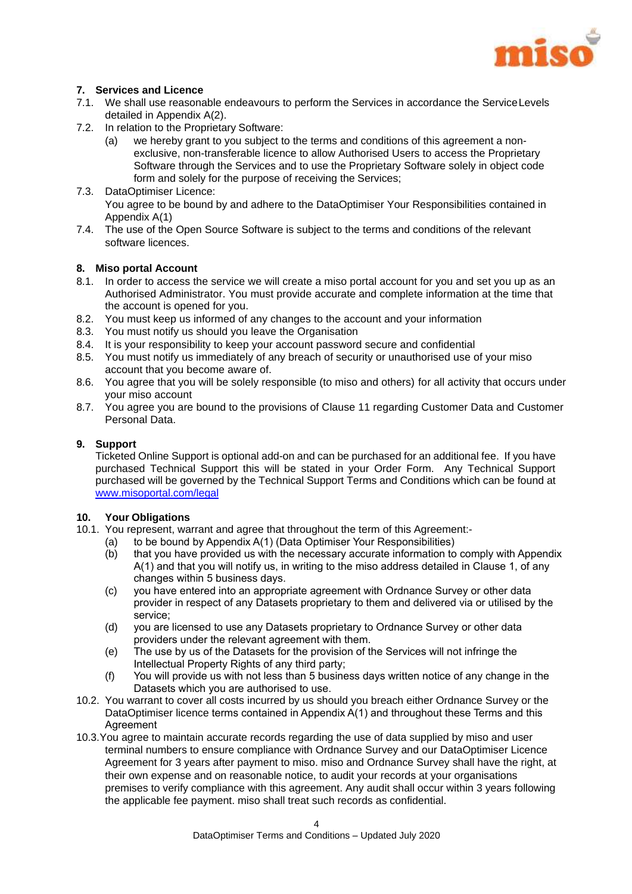### 7. Services and Licence

7.1. We shall use reasonable endeavours to perform the Services in accordance the Service Levels detailed in Appendix A(2).

7.2. In relation to the Proprietary Software:

(a) we hereby grant to you subject to the terms and conditions of this agreement a non-exclusive, non-transferable licence to allow Authorised Users to access the Proprietary Software through the Services and to use the Proprietary Software solely in object code form and solely for the purpose of receiving the Services;

7.3. DataOptimiser Licence:
You agree to be bound by and adhere to the DataOptimiser Your Responsibilities contained in Appendix A(1)

7.4. The use of the Open Source Software is subject to the terms and conditions of the relevant software licences.

### 8. Miso portal Account

8.1. In order to access the service we will create a miso portal account for you and set you up as an Authorised Administrator. You must provide accurate and complete information at the time that the account is opened for you.

8.2. You must keep us informed of any changes to the account and your information

8.3. You must notify us should you leave the Organisation

8.4. It is your responsibility to keep your account password secure and confidential

8.5. You must notify us immediately of any breach of security or unauthorised use of your miso account that you become aware of.

8.6. You agree that you will be solely responsible (to miso and others) for all activity that occurs under your miso account

8.7. You agree you are bound to the provisions of Clause 11 regarding Customer Data and Customer Personal Data.

### 9. Support

Ticketed Online Support is optional add-on and can be purchased for an additional fee. If you have purchased Technical Support this will be stated in your Order Form. Any Technical Support purchased will be governed by the Technical Support Terms and Conditions which can be found at www.misoportal.com/legal

### 10. Your Obligations

10.1. You represent, warrant and agree that throughout the term of this Agreement:-

(a) to be bound by Appendix A(1) (Data Optimiser Your Responsibilities)

(b) that you have provided us with the necessary accurate information to comply with Appendix A(1) and that you will notify us, in writing to the miso address detailed in Clause 1, of any changes within 5 business days.

(c) you have entered into an appropriate agreement with Ordnance Survey or other data provider in respect of any Datasets proprietary to them and delivered via or utilised by the service;

(d) you are licensed to use any Datasets proprietary to Ordnance Survey or other data providers under the relevant agreement with them.

(e) The use by us of the Datasets for the provision of the Services will not infringe the Intellectual Property Rights of any third party;

(f) You will provide us with not less than 5 business days written notice of any change in the Datasets which you are authorised to use.

10.2. You warrant to cover all costs incurred by us should you breach either Ordnance Survey or the DataOptimiser licence terms contained in Appendix A(1) and throughout these Terms and this Agreement

10.3. You agree to maintain accurate records regarding the use of data supplied by miso and user terminal numbers to ensure compliance with Ordnance Survey and our DataOptimiser Licence Agreement for 3 years after payment to miso. miso and Ordnance Survey shall have the right, at their own expense and on reasonable notice, to audit your records at your organisations premises to verify compliance with this agreement. Any audit shall occur within 3 years following the applicable fee payment. miso shall treat such records as confidential.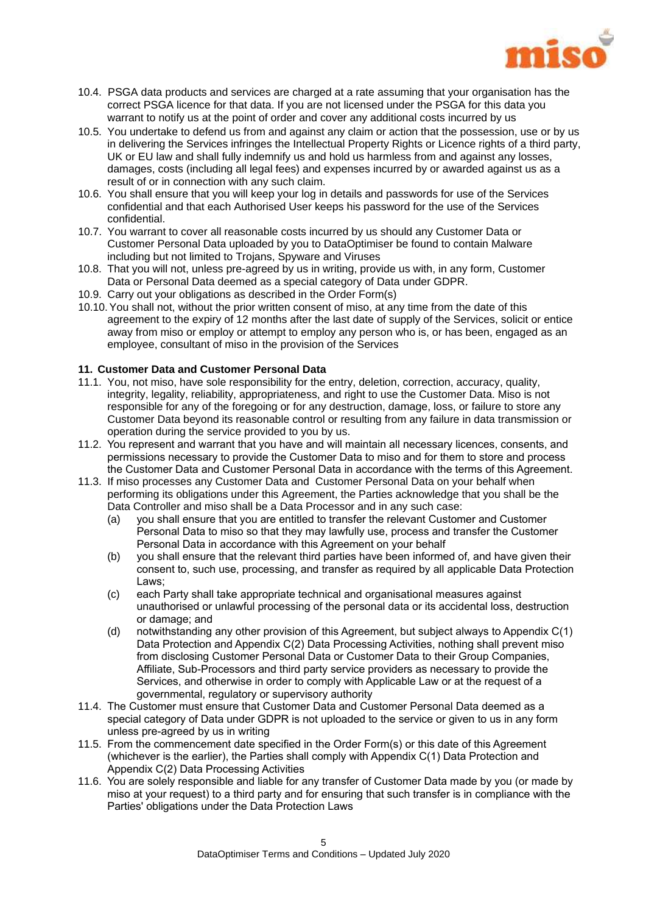10.4. PSGA data products and services are charged at a rate assuming that your organisation has the correct PSGA licence for that data. If you are not licensed under the PSGA for this data you warrant to notify us at the point of order and cover any additional costs incurred by us

10.5. You undertake to defend us from and against any claim or action that the possession, use or by us in delivering the Services infringes the Intellectual Property Rights or Licence rights of a third party, UK or EU law and shall fully indemnify us and hold us harmless from and against any losses, damages, costs (including all legal fees) and expenses incurred by or awarded against us as a result of or in connection with any such claim.

10.6. You shall ensure that you will keep your log in details and passwords for use of the Services confidential and that each Authorised User keeps his password for the use of the Services confidential.

10.7. You warrant to cover all reasonable costs incurred by us should any Customer Data or Customer Personal Data uploaded by you to DataOptimiser be found to contain Malware including but not limited to Trojans, Spyware and Viruses

10.8. That you will not, unless pre-agreed by us in writing, provide us with, in any form, Customer Data or Personal Data deemed as a special category of Data under GDPR.

10.9. Carry out your obligations as described in the Order Form(s)

10.10. You shall not, without the prior written consent of miso, at any time from the date of this agreement to the expiry of 12 months after the last date of supply of the Services, solicit or entice away from miso or employ or attempt to employ any person who is, or has been, engaged as an employee, consultant of miso in the provision of the Services

**11. Customer Data and Customer Personal Data**

11.1. You, not miso, have sole responsibility for the entry, deletion, correction, accuracy, quality, integrity, legality, reliability, appropriateness, and right to use the Customer Data. Miso is not responsible for any of the foregoing or for any destruction, damage, loss, or failure to store any Customer Data beyond its reasonable control or resulting from any failure in data transmission or operation during the service provided to you by us.

11.2. You represent and warrant that you have and will maintain all necessary licences, consents, and permissions necessary to provide the Customer Data to miso and for them to store and process the Customer Data and Customer Personal Data in accordance with the terms of this Agreement.

11.3. If miso processes any Customer Data and Customer Personal Data on your behalf when performing its obligations under this Agreement, the Parties acknowledge that you shall be the Data Controller and miso shall be a Data Processor and in any such case:

(a) you shall ensure that you are entitled to transfer the relevant Customer and Customer Personal Data to miso so that they may lawfully use, process and transfer the Customer Personal Data in accordance with this Agreement on your behalf

(b) you shall ensure that the relevant third parties have been informed of, and have given their consent to, such use, processing, and transfer as required by all applicable Data Protection Laws;

(c) each Party shall take appropriate technical and organisational measures against unauthorised or unlawful processing of the personal data or its accidental loss, destruction or damage; and

(d) notwithstanding any other provision of this Agreement, but subject always to Appendix C(1) Data Protection and Appendix C(2) Data Processing Activities, nothing shall prevent miso from disclosing Customer Personal Data or Customer Data to their Group Companies, Affiliate, Sub-Processors and third party service providers as necessary to provide the Services, and otherwise in order to comply with Applicable Law or at the request of a governmental, regulatory or supervisory authority

11.4. The Customer must ensure that Customer Data and Customer Personal Data deemed as a special category of Data under GDPR is not uploaded to the service or given to us in any form unless pre-agreed by us in writing

11.5. From the commencement date specified in the Order Form(s) or this date of this Agreement (whichever is the earlier), the Parties shall comply with Appendix C(1) Data Protection and Appendix C(2) Data Processing Activities

11.6. You are solely responsible and liable for any transfer of Customer Data made by you (or made by miso at your request) to a third party and for ensuring that such transfer is in compliance with the Parties' obligations under the Data Protection Laws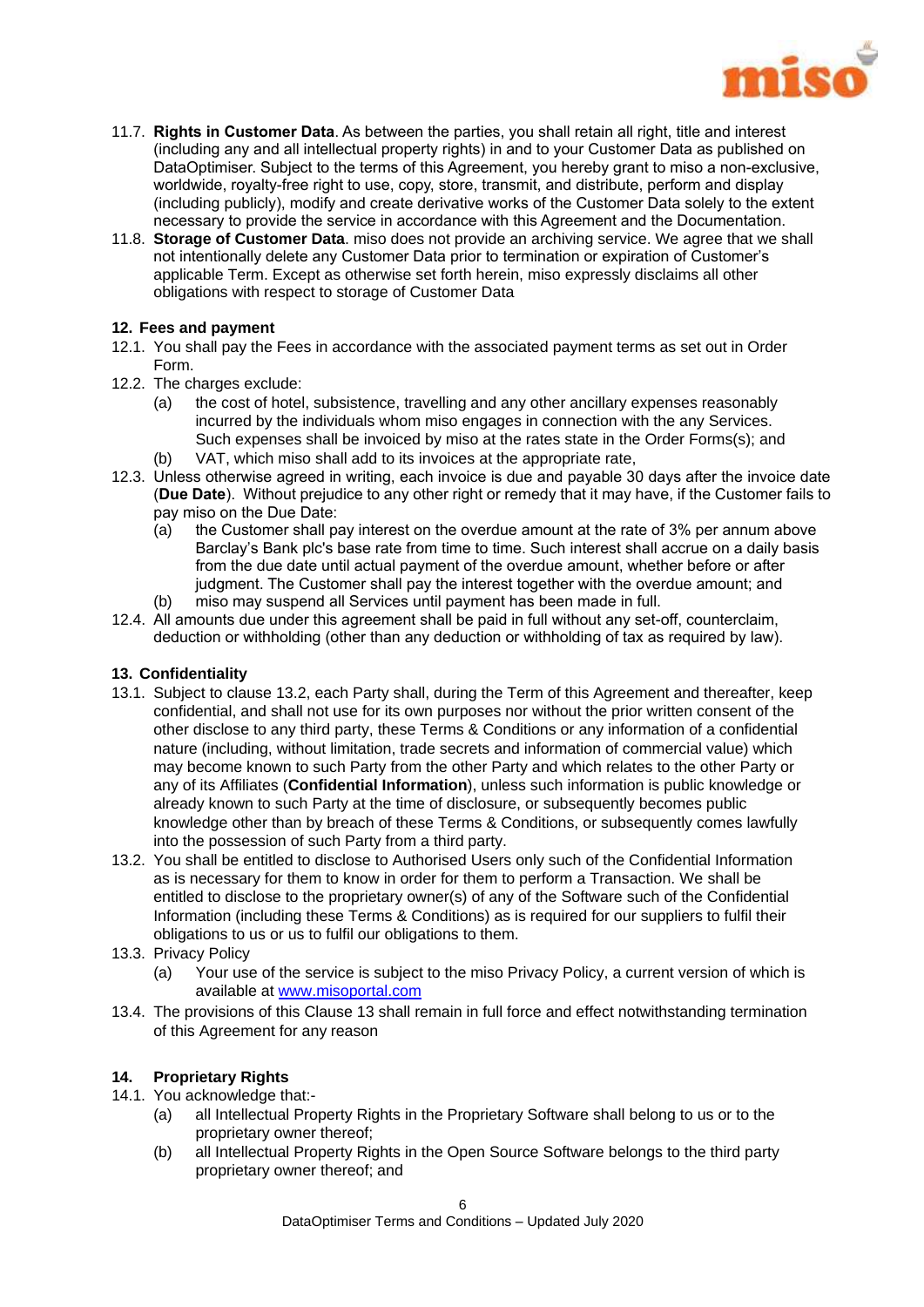11.7. **Rights in Customer Data**. As between the parties, you shall retain all right, title and interest (including any and all intellectual property rights) in and to your Customer Data as published on DataOptimiser. Subject to the terms of this Agreement, you hereby grant to miso a non-exclusive, worldwide, royalty-free right to use, copy, store, transmit, and distribute, perform and display (including publicly), modify and create derivative works of the Customer Data solely to the extent necessary to provide the service in accordance with this Agreement and the Documentation.

11.8. **Storage of Customer Data**. miso does not provide an archiving service. We agree that we shall not intentionally delete any Customer Data prior to termination or expiration of Customer's applicable Term. Except as otherwise set forth herein, miso expressly disclaims all other obligations with respect to storage of Customer Data

## 12. Fees and payment

12.1. You shall pay the Fees in accordance with the associated payment terms as set out in Order Form.

12.2. The charges exclude:

(a) the cost of hotel, subsistence, travelling and any other ancillary expenses reasonably incurred by the individuals whom miso engages in connection with the any Services. Such expenses shall be invoiced by miso at the rates state in the Order Forms(s); and

(b) VAT, which miso shall add to its invoices at the appropriate rate,

12.3. Unless otherwise agreed in writing, each invoice is due and payable 30 days after the invoice date (**Due Date**). Without prejudice to any other right or remedy that it may have, if the Customer fails to pay miso on the Due Date:

(a) the Customer shall pay interest on the overdue amount at the rate of 3% per annum above Barclay's Bank plc's base rate from time to time. Such interest shall accrue on a daily basis from the due date until actual payment of the overdue amount, whether before or after judgment. The Customer shall pay the interest together with the overdue amount; and

(b) miso may suspend all Services until payment has been made in full.

12.4. All amounts due under this agreement shall be paid in full without any set-off, counterclaim, deduction or withholding (other than any deduction or withholding of tax as required by law).

## 13. Confidentiality

13.1. Subject to clause 13.2, each Party shall, during the Term of this Agreement and thereafter, keep confidential, and shall not use for its own purposes nor without the prior written consent of the other disclose to any third party, these Terms & Conditions or any information of a confidential nature (including, without limitation, trade secrets and information of commercial value) which may become known to such Party from the other Party and which relates to the other Party or any of its Affiliates (**Confidential Information**), unless such information is public knowledge or already known to such Party at the time of disclosure, or subsequently becomes public knowledge other than by breach of these Terms & Conditions, or subsequently comes lawfully into the possession of such Party from a third party.

13.2. You shall be entitled to disclose to Authorised Users only such of the Confidential Information as is necessary for them to know in order for them to perform a Transaction. We shall be entitled to disclose to the proprietary owner(s) of any of the Software such of the Confidential Information (including these Terms & Conditions) as is required for our suppliers to fulfil their obligations to us or us to fulfil our obligations to them.

13.3. Privacy Policy

(a) Your use of the service is subject to the miso Privacy Policy, a current version of which is available at [www.misoportal.com](http://www.misoportal.com)

13.4. The provisions of this Clause 13 shall remain in full force and effect notwithstanding termination of this Agreement for any reason

## 14. Proprietary Rights

14.1. You acknowledge that:-

(a) all Intellectual Property Rights in the Proprietary Software shall belong to us or to the proprietary owner thereof;

(b) all Intellectual Property Rights in the Open Source Software belongs to the third party proprietary owner thereof; and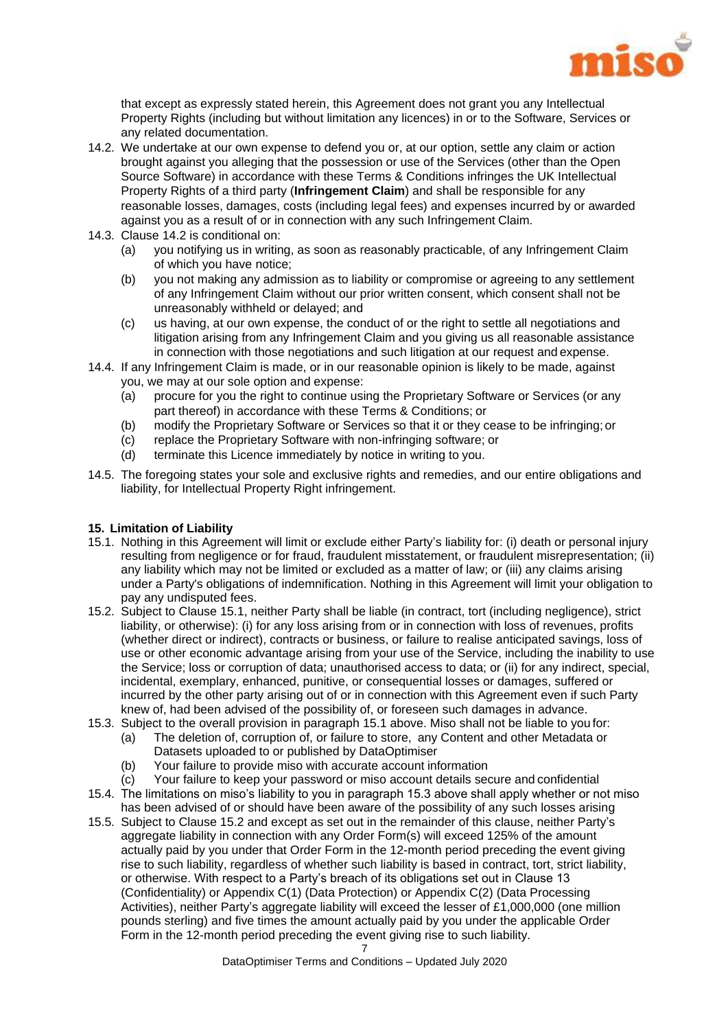that except as expressly stated herein, this Agreement does not grant you any Intellectual Property Rights (including but without limitation any licences) in or to the Software, Services or any related documentation.

14.2. We undertake at our own expense to defend you or, at our option, settle any claim or action brought against you alleging that the possession or use of the Services (other than the Open Source Software) in accordance with these Terms & Conditions infringes the UK Intellectual Property Rights of a third party (**Infringement Claim**) and shall be responsible for any reasonable losses, damages, costs (including legal fees) and expenses incurred by or awarded against you as a result of or in connection with any such Infringement Claim.

14.3. Clause 14.2 is conditional on:

- (a) you notifying us in writing, as soon as reasonably practicable, of any Infringement Claim of which you have notice;
- (b) you not making any admission as to liability or compromise or agreeing to any settlement of any Infringement Claim without our prior written consent, which consent shall not be unreasonably withheld or delayed; and
- (c) us having, at our own expense, the conduct of or the right to settle all negotiations and litigation arising from any Infringement Claim and you giving us all reasonable assistance in connection with those negotiations and such litigation at our request and expense.

14.4. If any Infringement Claim is made, or in our reasonable opinion is likely to be made, against you, we may at our sole option and expense:

- (a) procure for you the right to continue using the Proprietary Software or Services (or any part thereof) in accordance with these Terms & Conditions; or
- (b) modify the Proprietary Software or Services so that it or they cease to be infringing; or
- (c) replace the Proprietary Software with non-infringing software; or
- (d) terminate this Licence immediately by notice in writing to you.

14.5. The foregoing states your sole and exclusive rights and remedies, and our entire obligations and liability, for Intellectual Property Right infringement.

**15. Limitation of Liability**

15.1. Nothing in this Agreement will limit or exclude either Party's liability for: (i) death or personal injury resulting from negligence or for fraud, fraudulent misstatement, or fraudulent misrepresentation; (ii) any liability which may not be limited or excluded as a matter of law; or (iii) any claims arising under a Party's obligations of indemnification. Nothing in this Agreement will limit your obligation to pay any undisputed fees.

15.2. Subject to Clause 15.1, neither Party shall be liable (in contract, tort (including negligence), strict liability, or otherwise): (i) for any loss arising from or in connection with loss of revenues, profits (whether direct or indirect), contracts or business, or failure to realise anticipated savings, loss of use or other economic advantage arising from your use of the Service, including the inability to use the Service; loss or corruption of data; unauthorised access to data; or (ii) for any indirect, special, incidental, exemplary, enhanced, punitive, or consequential losses or damages, suffered or incurred by the other party arising out of or in connection with this Agreement even if such Party knew of, had been advised of the possibility of, or foreseen such damages in advance.

15.3. Subject to the overall provision in paragraph 15.1 above. Miso shall not be liable to you for:

- (a) The deletion of, corruption of, or failure to store, any Content and other Metadata or Datasets uploaded to or published by DataOptimiser
- (b) Your failure to provide miso with accurate account information
- (c) Your failure to keep your password or miso account details secure and confidential

15.4. The limitations on miso's liability to you in paragraph 15.3 above shall apply whether or not miso has been advised of or should have been aware of the possibility of any such losses arising

15.5. Subject to Clause 15.2 and except as set out in the remainder of this clause, neither Party's aggregate liability in connection with any Order Form(s) will exceed 125% of the amount actually paid by you under that Order Form in the 12-month period preceding the event giving rise to such liability, regardless of whether such liability is based in contract, tort, strict liability, or otherwise. With respect to a Party's breach of its obligations set out in Clause 13 (Confidentiality) or Appendix C(1) (Data Protection) or Appendix C(2) (Data Processing Activities), neither Party's aggregate liability will exceed the lesser of £1,000,000 (one million pounds sterling) and five times the amount actually paid by you under the applicable Order Form in the 12-month period preceding the event giving rise to such liability.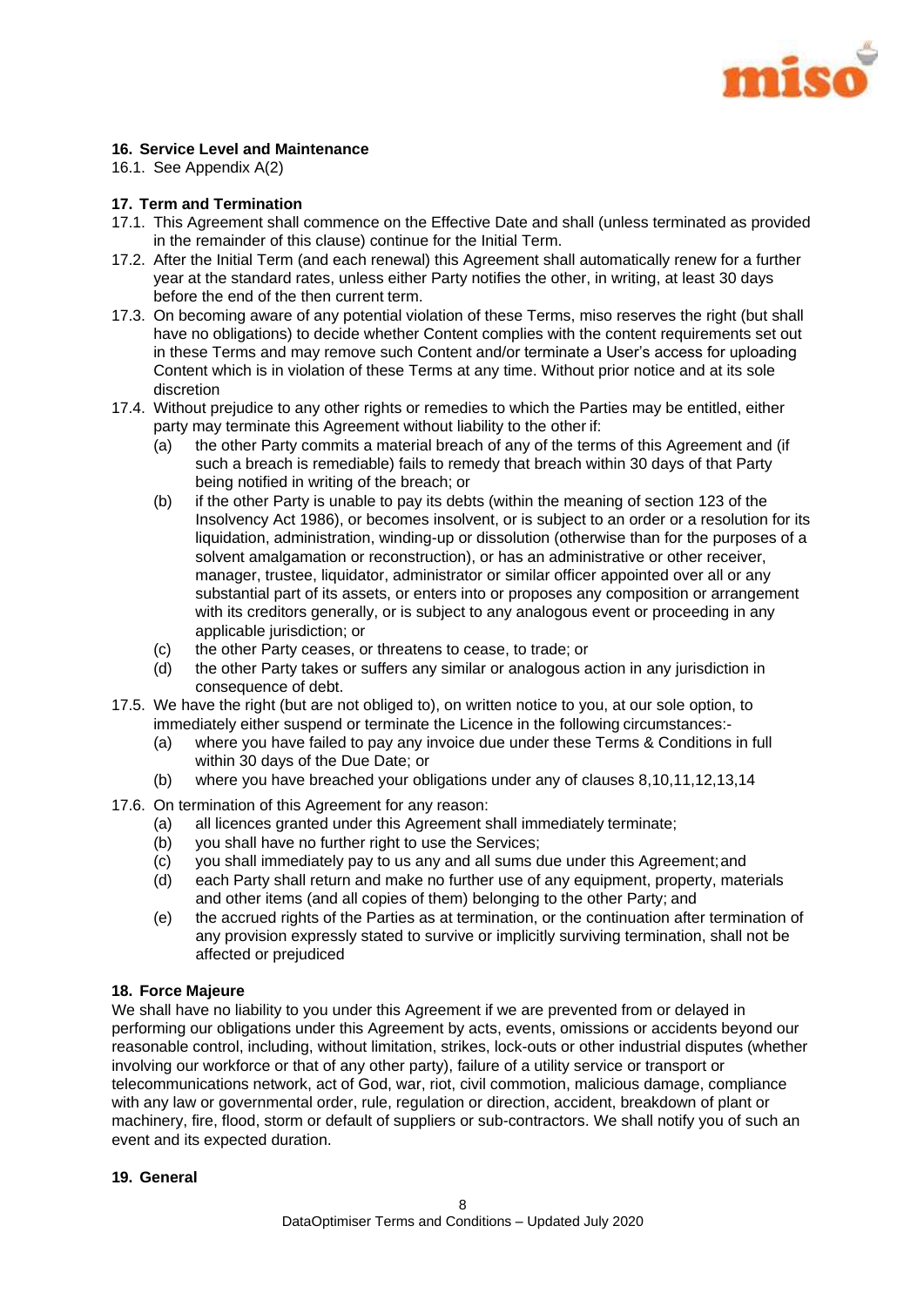## 16. Service Level and Maintenance

16.1. See Appendix A(2)

## 17. Term and Termination

17.1. This Agreement shall commence on the Effective Date and shall (unless terminated as provided in the remainder of this clause) continue for the Initial Term.

17.2. After the Initial Term (and each renewal) this Agreement shall automatically renew for a further year at the standard rates, unless either Party notifies the other, in writing, at least 30 days before the end of the then current term.

17.3. On becoming aware of any potential violation of these Terms, miso reserves the right (but shall have no obligations) to decide whether Content complies with the content requirements set out in these Terms and may remove such Content and/or terminate a User's access for uploading Content which is in violation of these Terms at any time. Without prior notice and at its sole discretion

17.4. Without prejudice to any other rights or remedies to which the Parties may be entitled, either party may terminate this Agreement without liability to the other if:

- (a) the other Party commits a material breach of any of the terms of this Agreement and (if such a breach is remediable) fails to remedy that breach within 30 days of that Party being notified in writing of the breach; or
- (b) if the other Party is unable to pay its debts (within the meaning of section 123 of the Insolvency Act 1986), or becomes insolvent, or is subject to an order or a resolution for its liquidation, administration, winding-up or dissolution (otherwise than for the purposes of a solvent amalgamation or reconstruction), or has an administrative or other receiver, manager, trustee, liquidator, administrator or similar officer appointed over all or any substantial part of its assets, or enters into or proposes any composition or arrangement with its creditors generally, or is subject to any analogous event or proceeding in any applicable jurisdiction; or
- (c) the other Party ceases, or threatens to cease, to trade; or
- (d) the other Party takes or suffers any similar or analogous action in any jurisdiction in consequence of debt.

17.5. We have the right (but are not obliged to), on written notice to you, at our sole option, to immediately either suspend or terminate the Licence in the following circumstances:-

- (a) where you have failed to pay any invoice due under these Terms & Conditions in full within 30 days of the Due Date; or
- (b) where you have breached your obligations under any of clauses 8,10,11,12,13,14

17.6. On termination of this Agreement for any reason:

- (a) all licences granted under this Agreement shall immediately terminate;
- (b) you shall have no further right to use the Services;
- (c) you shall immediately pay to us any and all sums due under this Agreement; and
- (d) each Party shall return and make no further use of any equipment, property, materials and other items (and all copies of them) belonging to the other Party; and
- (e) the accrued rights of the Parties as at termination, or the continuation after termination of any provision expressly stated to survive or implicitly surviving termination, shall not be affected or prejudiced

## 18. Force Majeure

We shall have no liability to you under this Agreement if we are prevented from or delayed in performing our obligations under this Agreement by acts, events, omissions or accidents beyond our reasonable control, including, without limitation, strikes, lock-outs or other industrial disputes (whether involving our workforce or that of any other party), failure of a utility service or transport or telecommunications network, act of God, war, riot, civil commotion, malicious damage, compliance with any law or governmental order, rule, regulation or direction, accident, breakdown of plant or machinery, fire, flood, storm or default of suppliers or sub-contractors. We shall notify you of such an event and its expected duration.

## 19. General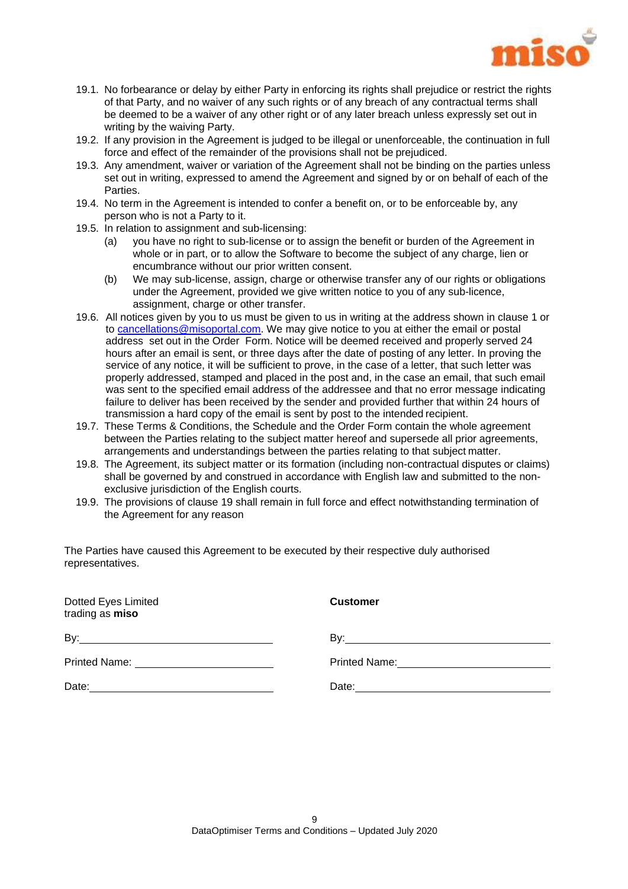19.1. No forbearance or delay by either Party in enforcing its rights shall prejudice or restrict the rights of that Party, and no waiver of any such rights or of any breach of any contractual terms shall be deemed to be a waiver of any other right or of any later breach unless expressly set out in writing by the waiving Party.

19.2. If any provision in the Agreement is judged to be illegal or unenforceable, the continuation in full force and effect of the remainder of the provisions shall not be prejudiced.

19.3. Any amendment, waiver or variation of the Agreement shall not be binding on the parties unless set out in writing, expressed to amend the Agreement and signed by or on behalf of each of the Parties.

19.4. No term in the Agreement is intended to confer a benefit on, or to be enforceable by, any person who is not a Party to it.

19.5. In relation to assignment and sub-licensing:

  (a) you have no right to sub-license or to assign the benefit or burden of the Agreement in whole or in part, or to allow the Software to become the subject of any charge, lien or encumbrance without our prior written consent.

  (b) We may sub-license, assign, charge or otherwise transfer any of our rights or obligations under the Agreement, provided we give written notice to you of any sub-licence, assignment, charge or other transfer.

19.6. All notices given by you to us must be given to us in writing at the address shown in clause 1 or to cancellations@misoportal.com. We may give notice to you at either the email or postal address set out in the Order Form. Notice will be deemed received and properly served 24 hours after an email is sent, or three days after the date of posting of any letter. In proving the service of any notice, it will be sufficient to prove, in the case of a letter, that such letter was properly addressed, stamped and placed in the post and, in the case an email, that such email was sent to the specified email address of the addressee and that no error message indicating failure to deliver has been received by the sender and provided further that within 24 hours of transmission a hard copy of the email is sent by post to the intended recipient.

19.7. These Terms & Conditions, the Schedule and the Order Form contain the whole agreement between the Parties relating to the subject matter hereof and supersede all prior agreements, arrangements and understandings between the parties relating to that subject matter.

19.8. The Agreement, its subject matter or its formation (including non-contractual disputes or claims) shall be governed by and construed in accordance with English law and submitted to the non-exclusive jurisdiction of the English courts.

19.9. The provisions of clause 19 shall remain in full force and effect notwithstanding termination of the Agreement for any reason

The Parties have caused this Agreement to be executed by their respective duly authorised representatives.

| Dotted Eyes Limited trading as **miso** | **Customer** |
|---|---|
| By: | By: |
| Printed Name: | Printed Name: |
| Date: | Date: |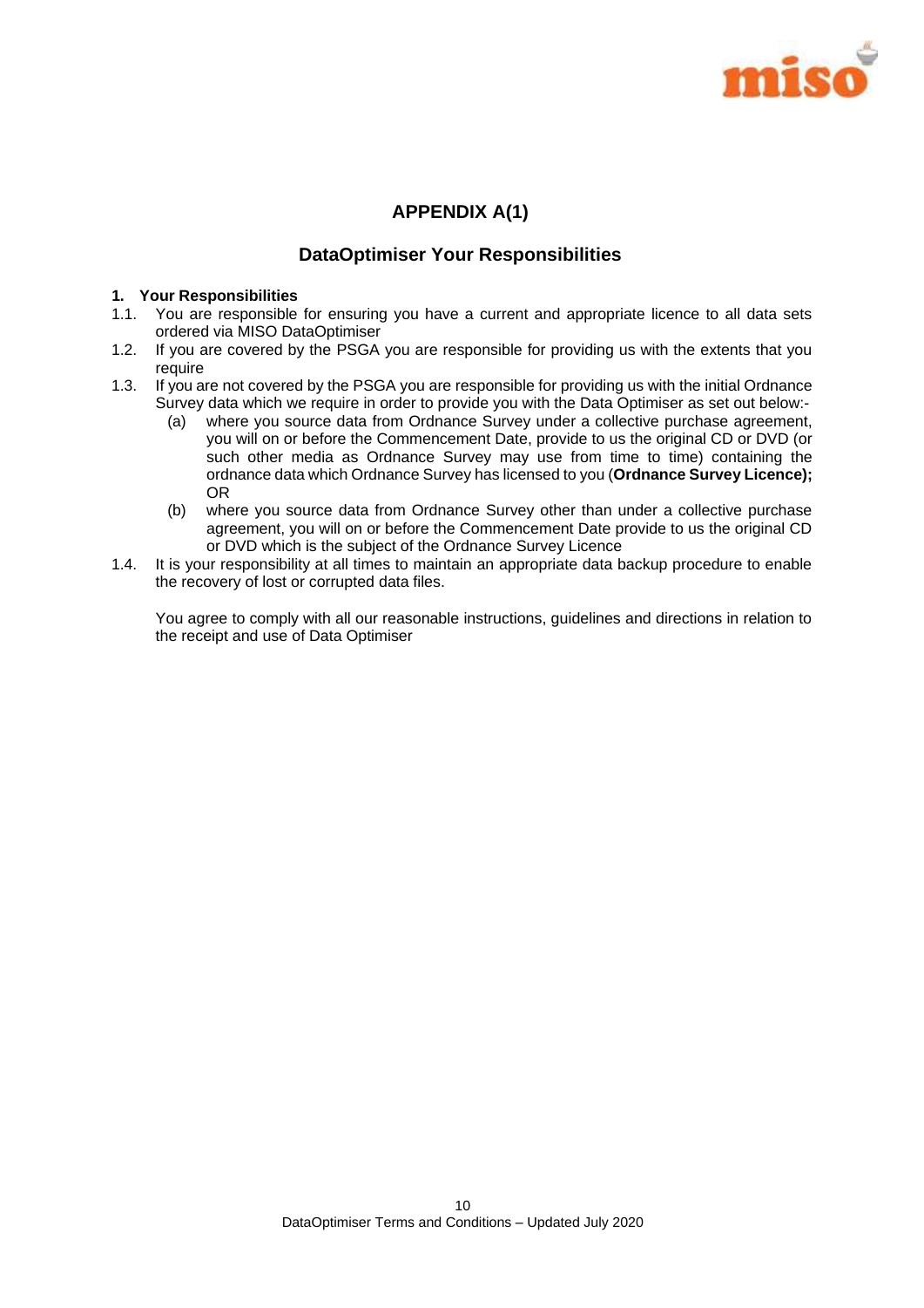# APPENDIX A(1)

## DataOptimiser Your Responsibilities

**1. Your Responsibilities**

1.1. You are responsible for ensuring you have a current and appropriate licence to all data sets ordered via MISO DataOptimiser

1.2. If you are covered by the PSGA you are responsible for providing us with the extents that you require

1.3. If you are not covered by the PSGA you are responsible for providing us with the initial Ordnance Survey data which we require in order to provide you with the Data Optimiser as set out below:-

  (a) where you source data from Ordnance Survey under a collective purchase agreement, you will on or before the Commencement Date, provide to us the original CD or DVD (or such other media as Ordnance Survey may use from time to time) containing the ordnance data which Ordnance Survey has licensed to you (**Ordnance Survey Licence);** OR

  (b) where you source data from Ordnance Survey other than under a collective purchase agreement, you will on or before the Commencement Date provide to us the original CD or DVD which is the subject of the Ordnance Survey Licence

1.4. It is your responsibility at all times to maintain an appropriate data backup procedure to enable the recovery of lost or corrupted data files.

You agree to comply with all our reasonable instructions, guidelines and directions in relation to the receipt and use of Data Optimiser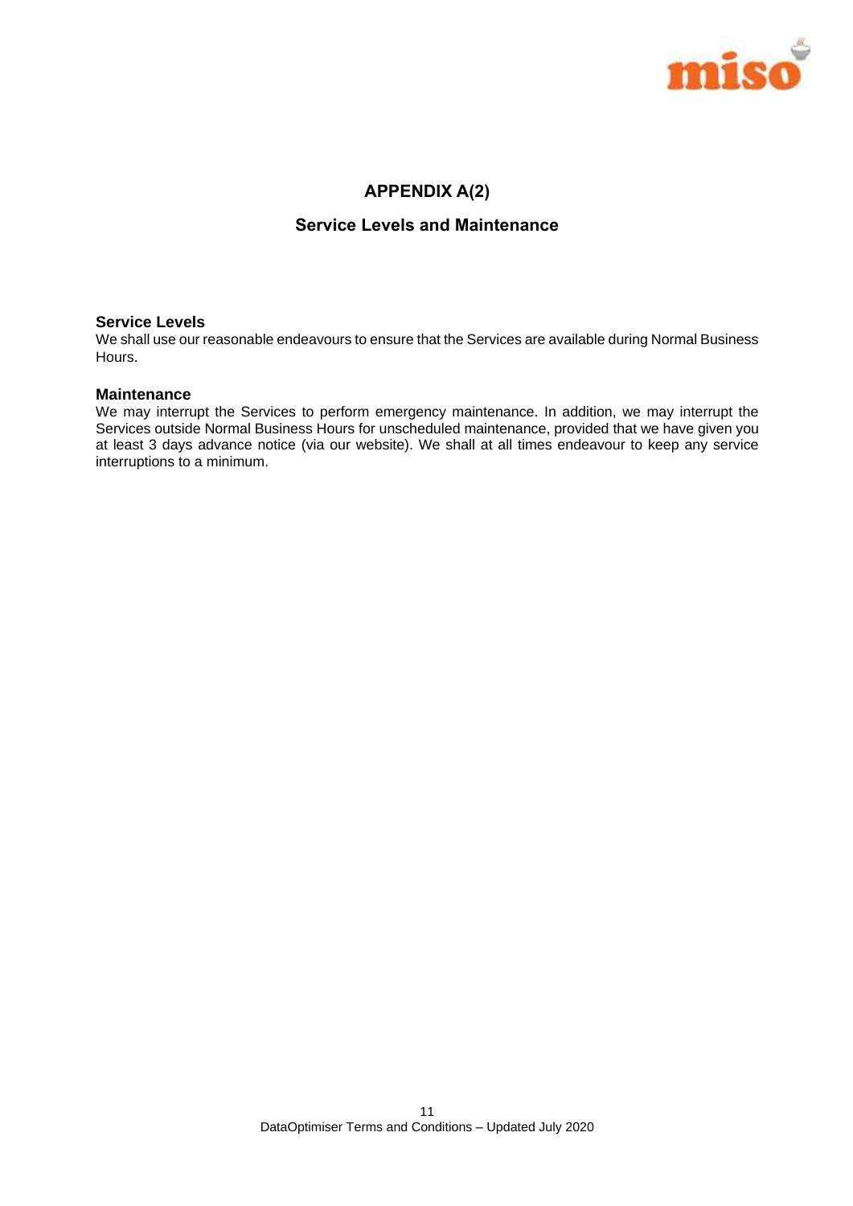# APPENDIX A(2)

## Service Levels and Maintenance

### Service Levels

We shall use our reasonable endeavours to ensure that the Services are available during Normal Business Hours.

### Maintenance

We may interrupt the Services to perform emergency maintenance. In addition, we may interrupt the Services outside Normal Business Hours for unscheduled maintenance, provided that we have given you at least 3 days advance notice (via our website). We shall at all times endeavour to keep any service interruptions to a minimum.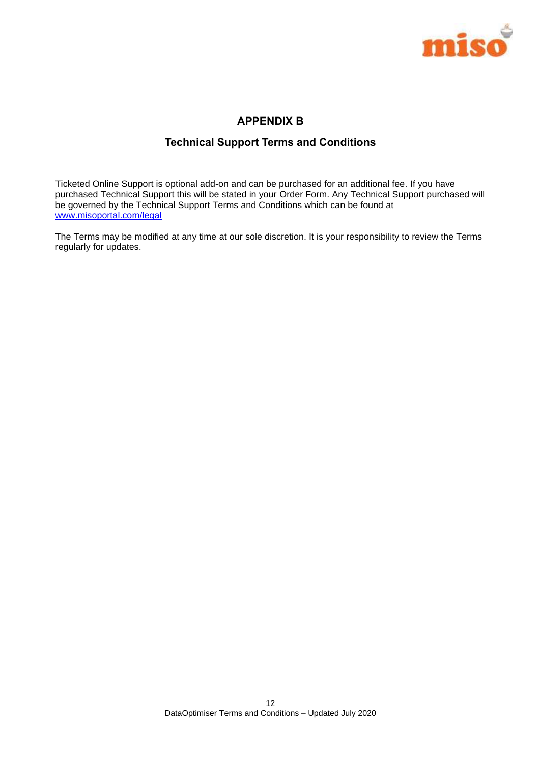## APPENDIX B

### Technical Support Terms and Conditions

Ticketed Online Support is optional add-on and can be purchased for an additional fee. If you have purchased Technical Support this will be stated in your Order Form. Any Technical Support purchased will be governed by the Technical Support Terms and Conditions which can be found at [www.misoportal.com/legal](http://www.misoportal.com/legal)

The Terms may be modified at any time at our sole discretion. It is your responsibility to review the Terms regularly for updates.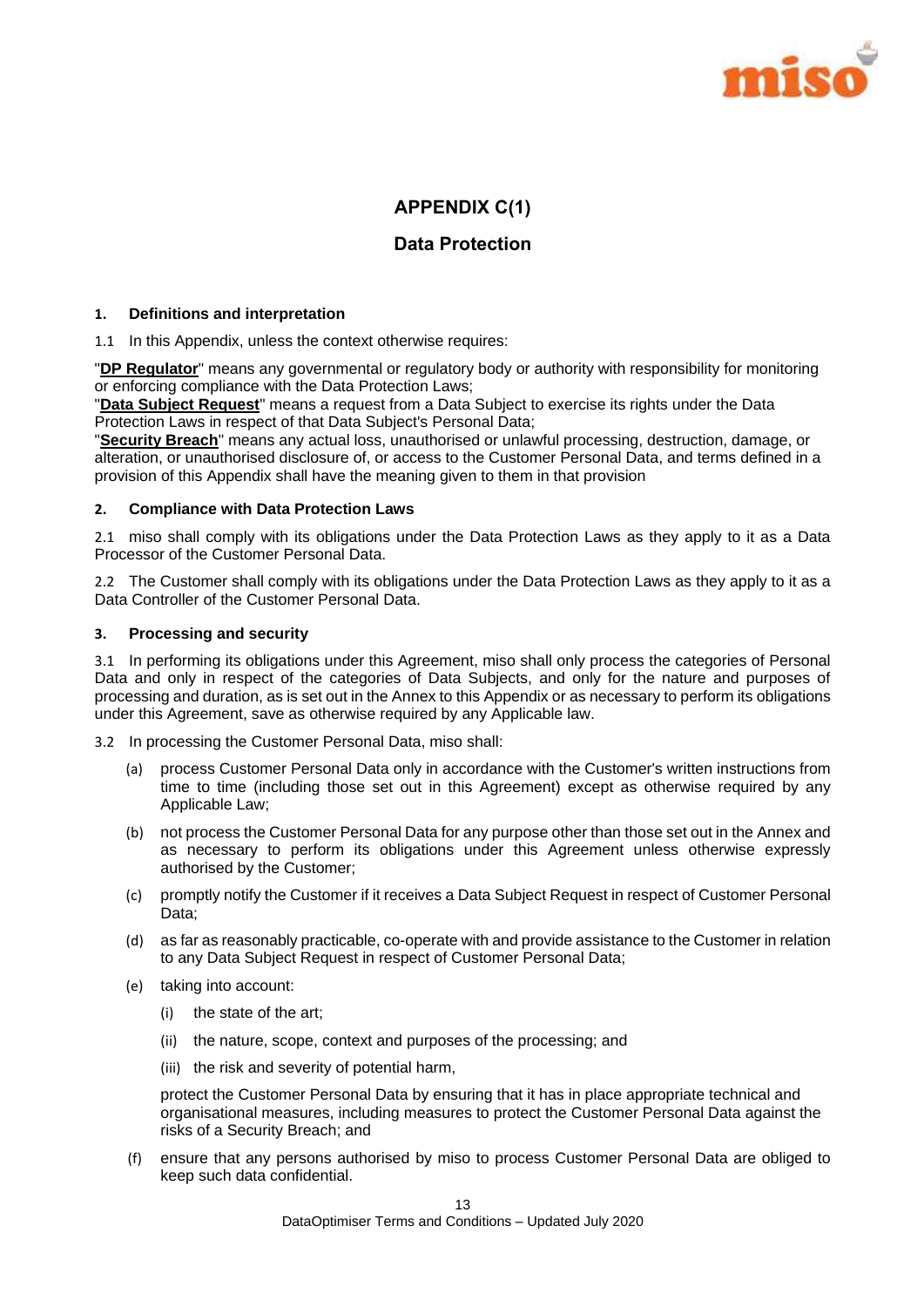# APPENDIX C(1)

## Data Protection

### 1. Definitions and interpretation

1.1 In this Appendix, unless the context otherwise requires:

"**DP Regulator**" means any governmental or regulatory body or authority with responsibility for monitoring or enforcing compliance with the Data Protection Laws;

"**Data Subject Request**" means a request from a Data Subject to exercise its rights under the Data Protection Laws in respect of that Data Subject's Personal Data;

"**Security Breach**" means any actual loss, unauthorised or unlawful processing, destruction, damage, or alteration, or unauthorised disclosure of, or access to the Customer Personal Data, and terms defined in a provision of this Appendix shall have the meaning given to them in that provision

### 2. Compliance with Data Protection Laws

2.1 miso shall comply with its obligations under the Data Protection Laws as they apply to it as a Data Processor of the Customer Personal Data.

2.2 The Customer shall comply with its obligations under the Data Protection Laws as they apply to it as a Data Controller of the Customer Personal Data.

### 3. Processing and security

3.1 In performing its obligations under this Agreement, miso shall only process the categories of Personal Data and only in respect of the categories of Data Subjects, and only for the nature and purposes of processing and duration, as is set out in the Annex to this Appendix or as necessary to perform its obligations under this Agreement, save as otherwise required by any Applicable law.

3.2 In processing the Customer Personal Data, miso shall:

(a) process Customer Personal Data only in accordance with the Customer's written instructions from time to time (including those set out in this Agreement) except as otherwise required by any Applicable Law;

(b) not process the Customer Personal Data for any purpose other than those set out in the Annex and as necessary to perform its obligations under this Agreement unless otherwise expressly authorised by the Customer;

(c) promptly notify the Customer if it receives a Data Subject Request in respect of Customer Personal Data;

(d) as far as reasonably practicable, co-operate with and provide assistance to the Customer in relation to any Data Subject Request in respect of Customer Personal Data;

(e) taking into account:

  (i) the state of the art;

  (ii) the nature, scope, context and purposes of the processing; and

  (iii) the risk and severity of potential harm,

  protect the Customer Personal Data by ensuring that it has in place appropriate technical and organisational measures, including measures to protect the Customer Personal Data against the risks of a Security Breach; and

(f) ensure that any persons authorised by miso to process Customer Personal Data are obliged to keep such data confidential.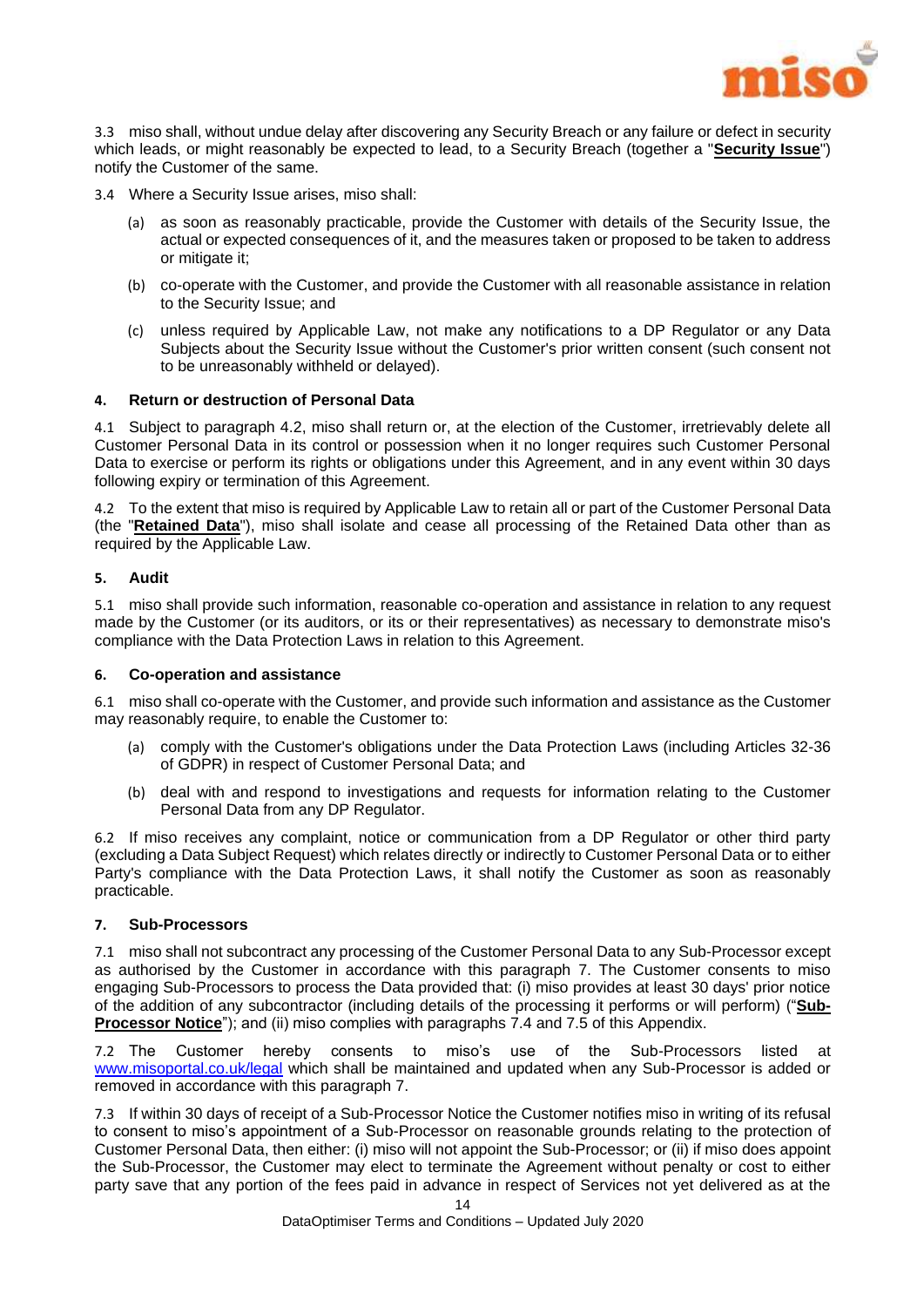3.3 miso shall, without undue delay after discovering any Security Breach or any failure or defect in security which leads, or might reasonably be expected to lead, to a Security Breach (together a "**Security Issue**") notify the Customer of the same.

3.4 Where a Security Issue arises, miso shall:

(a) as soon as reasonably practicable, provide the Customer with details of the Security Issue, the actual or expected consequences of it, and the measures taken or proposed to be taken to address or mitigate it;

(b) co-operate with the Customer, and provide the Customer with all reasonable assistance in relation to the Security Issue; and

(c) unless required by Applicable Law, not make any notifications to a DP Regulator or any Data Subjects about the Security Issue without the Customer's prior written consent (such consent not to be unreasonably withheld or delayed).

#### 4. Return or destruction of Personal Data

4.1 Subject to paragraph 4.2, miso shall return or, at the election of the Customer, irretrievably delete all Customer Personal Data in its control or possession when it no longer requires such Customer Personal Data to exercise or perform its rights or obligations under this Agreement, and in any event within 30 days following expiry or termination of this Agreement.

4.2 To the extent that miso is required by Applicable Law to retain all or part of the Customer Personal Data (the "**Retained Data**"), miso shall isolate and cease all processing of the Retained Data other than as required by the Applicable Law.

#### 5. Audit

5.1 miso shall provide such information, reasonable co-operation and assistance in relation to any request made by the Customer (or its auditors, or its or their representatives) as necessary to demonstrate miso's compliance with the Data Protection Laws in relation to this Agreement.

#### 6. Co-operation and assistance

6.1 miso shall co-operate with the Customer, and provide such information and assistance as the Customer may reasonably require, to enable the Customer to:

(a) comply with the Customer's obligations under the Data Protection Laws (including Articles 32-36 of GDPR) in respect of Customer Personal Data; and

(b) deal with and respond to investigations and requests for information relating to the Customer Personal Data from any DP Regulator.

6.2 If miso receives any complaint, notice or communication from a DP Regulator or other third party (excluding a Data Subject Request) which relates directly or indirectly to Customer Personal Data or to either Party's compliance with the Data Protection Laws, it shall notify the Customer as soon as reasonably practicable.

#### 7. Sub-Processors

7.1 miso shall not subcontract any processing of the Customer Personal Data to any Sub-Processor except as authorised by the Customer in accordance with this paragraph 7. The Customer consents to miso engaging Sub-Processors to process the Data provided that: (i) miso provides at least 30 days' prior notice of the addition of any subcontractor (including details of the processing it performs or will perform) ("**Sub-Processor Notice**"); and (ii) miso complies with paragraphs 7.4 and 7.5 of this Appendix.

7.2 The Customer hereby consents to miso's use of the Sub-Processors listed at [www.misoportal.co.uk/legal](www.misoportal.co.uk/legal) which shall be maintained and updated when any Sub-Processor is added or removed in accordance with this paragraph 7.

7.3 If within 30 days of receipt of a Sub-Processor Notice the Customer notifies miso in writing of its refusal to consent to miso's appointment of a Sub-Processor on reasonable grounds relating to the protection of Customer Personal Data, then either: (i) miso will not appoint the Sub-Processor; or (ii) if miso does appoint the Sub-Processor, the Customer may elect to terminate the Agreement without penalty or cost to either party save that any portion of the fees paid in advance in respect of Services not yet delivered as at the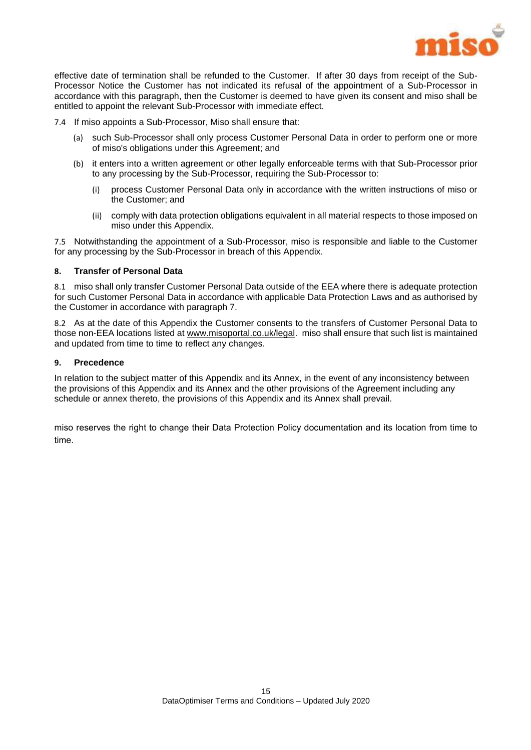effective date of termination shall be refunded to the Customer. If after 30 days from receipt of the Sub-Processor Notice the Customer has not indicated its refusal of the appointment of a Sub-Processor in accordance with this paragraph, then the Customer is deemed to have given its consent and miso shall be entitled to appoint the relevant Sub-Processor with immediate effect.

7.4 If miso appoints a Sub-Processor, Miso shall ensure that:

- (a) such Sub-Processor shall only process Customer Personal Data in order to perform one or more of miso's obligations under this Agreement; and
- (b) it enters into a written agreement or other legally enforceable terms with that Sub-Processor prior to any processing by the Sub-Processor, requiring the Sub-Processor to:
  - (i) process Customer Personal Data only in accordance with the written instructions of miso or the Customer; and
  - (ii) comply with data protection obligations equivalent in all material respects to those imposed on miso under this Appendix.

7.5 Notwithstanding the appointment of a Sub-Processor, miso is responsible and liable to the Customer for any processing by the Sub-Processor in breach of this Appendix.

**8. Transfer of Personal Data**

8.1 miso shall only transfer Customer Personal Data outside of the EEA where there is adequate protection for such Customer Personal Data in accordance with applicable Data Protection Laws and as authorised by the Customer in accordance with paragraph 7.

8.2 As at the date of this Appendix the Customer consents to the transfers of Customer Personal Data to those non-EEA locations listed at www.misoportal.co.uk/legal. miso shall ensure that such list is maintained and updated from time to time to reflect any changes.

**9. Precedence**

In relation to the subject matter of this Appendix and its Annex, in the event of any inconsistency between the provisions of this Appendix and its Annex and the other provisions of the Agreement including any schedule or annex thereto, the provisions of this Appendix and its Annex shall prevail.

miso reserves the right to change their Data Protection Policy documentation and its location from time to time.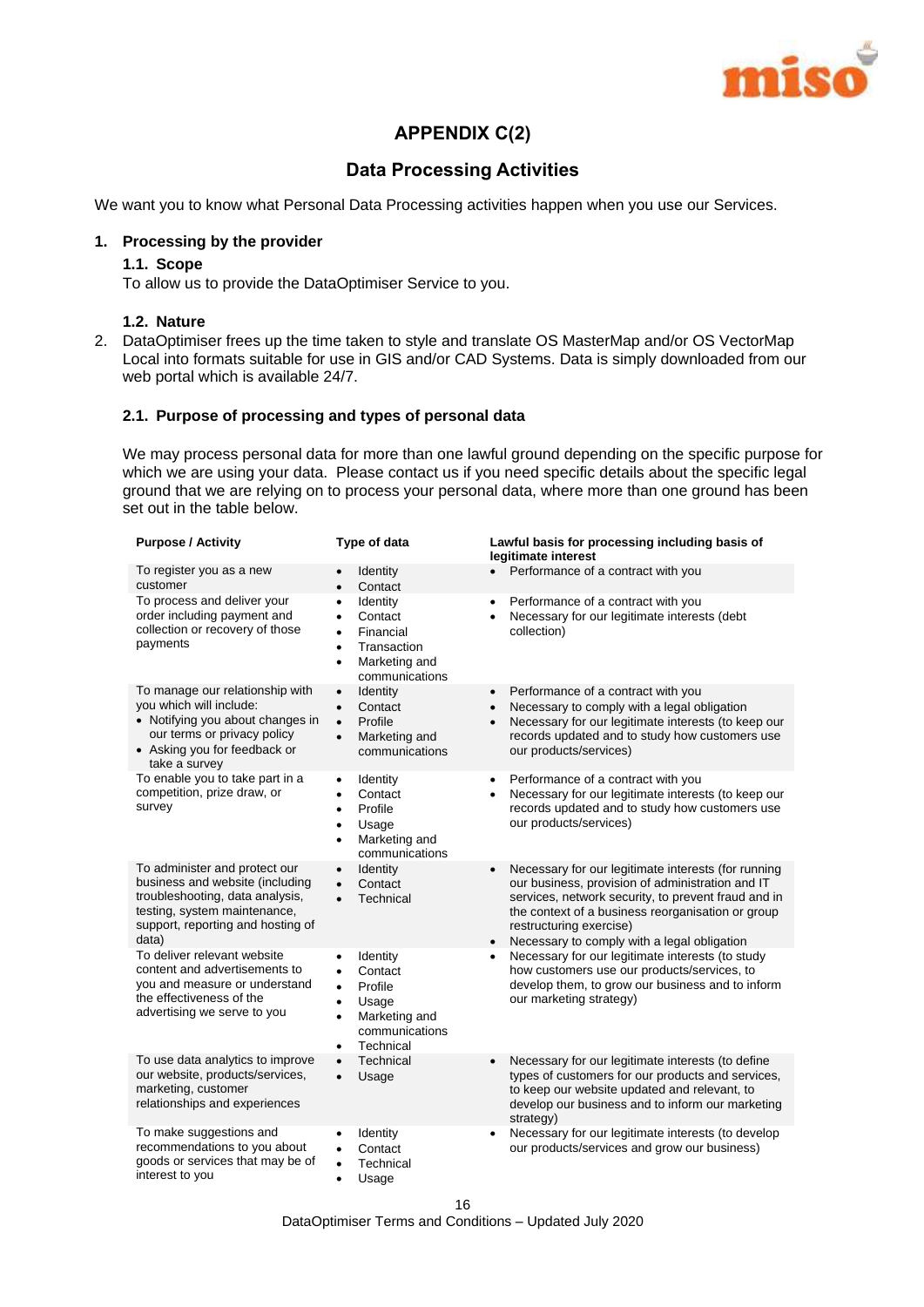## APPENDIX C(2)

## Data Processing Activities

We want you to know what Personal Data Processing activities happen when you use our Services.

### 1. Processing by the provider

#### 1.1. Scope

To allow us to provide the DataOptimiser Service to you.

#### 1.2. Nature

2. DataOptimiser frees up the time taken to style and translate OS MasterMap and/or OS VectorMap Local into formats suitable for use in GIS and/or CAD Systems. Data is simply downloaded from our web portal which is available 24/7.

#### 2.1. Purpose of processing and types of personal data

We may process personal data for more than one lawful ground depending on the specific purpose for which we are using your data. Please contact us if you need specific details about the specific legal ground that we are relying on to process your personal data, where more than one ground has been set out in the table below.

| Purpose / Activity | Type of data | Lawful basis for processing including basis of legitimate interest |
|---|---|---|
| To register you as a new customer | • Identity<br>• Contact | • Performance of a contract with you |
| To process and deliver your order including payment and collection or recovery of those payments | • Identity<br>• Contact<br>• Financial<br>• Transaction<br>• Marketing and communications | • Performance of a contract with you<br>• Necessary for our legitimate interests (debt collection) |
| To manage our relationship with you which will include:<br>• Notifying you about changes in our terms or privacy policy<br>• Asking you for feedback or take a survey | • Identity<br>• Contact<br>• Profile<br>• Marketing and communications | • Performance of a contract with you<br>• Necessary to comply with a legal obligation<br>• Necessary for our legitimate interests (to keep our records updated and to study how customers use our products/services) |
| To enable you to take part in a competition, prize draw, or survey | • Identity<br>• Contact<br>• Profile<br>• Usage<br>• Marketing and communications | • Performance of a contract with you<br>• Necessary for our legitimate interests (to keep our records updated and to study how customers use our products/services) |
| To administer and protect our business and website (including troubleshooting, data analysis, testing, system maintenance, support, reporting and hosting of data) | • Identity<br>• Contact<br>• Technical | • Necessary for our legitimate interests (for running our business, provision of administration and IT services, network security, to prevent fraud and in the context of a business reorganisation or group restructuring exercise)<br>• Necessary to comply with a legal obligation |
| To deliver relevant website content and advertisements to you and measure or understand the effectiveness of the advertising we serve to you | • Identity<br>• Contact<br>• Profile<br>• Usage<br>• Marketing and communications<br>• Technical | • Necessary for our legitimate interests (to study how customers use our products/services, to develop them, to grow our business and to inform our marketing strategy) |
| To use data analytics to improve our website, products/services, marketing, customer relationships and experiences | • Technical<br>• Usage | • Necessary for our legitimate interests (to define types of customers for our products and services, to keep our website updated and relevant, to develop our business and to inform our marketing strategy) |
| To make suggestions and recommendations to you about goods or services that may be of interest to you | • Identity<br>• Contact<br>• Technical<br>• Usage | • Necessary for our legitimate interests (to develop our products/services and grow our business) |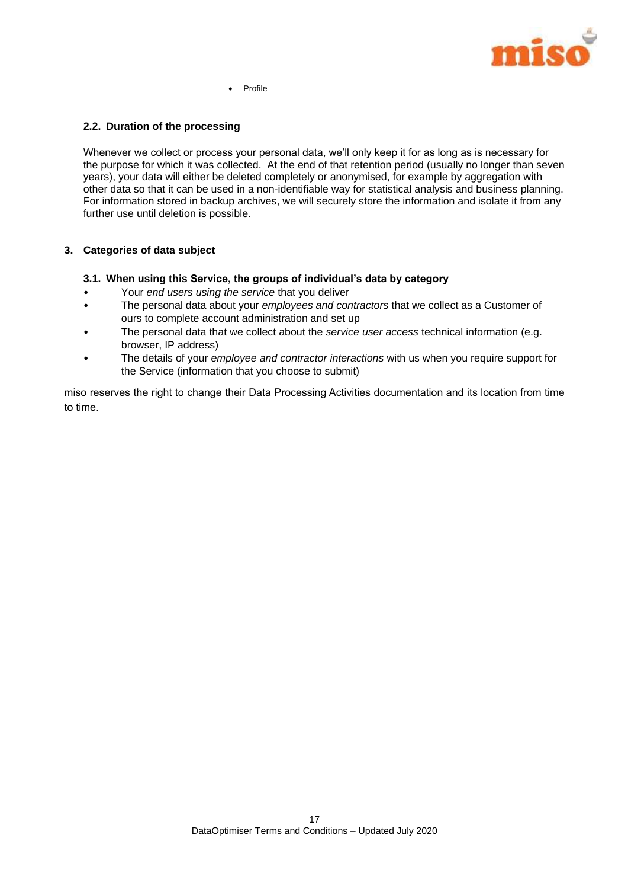- Profile

### 2.2. Duration of the processing

Whenever we collect or process your personal data, we'll only keep it for as long as is necessary for the purpose for which it was collected. At the end of that retention period (usually no longer than seven years), your data will either be deleted completely or anonymised, for example by aggregation with other data so that it can be used in a non-identifiable way for statistical analysis and business planning. For information stored in backup archives, we will securely store the information and isolate it from any further use until deletion is possible.

## 3. Categories of data subject

### 3.1. When using this Service, the groups of individual's data by category

- Your *end users using the service* that you deliver
- The personal data about your *employees and contractors* that we collect as a Customer of ours to complete account administration and set up
- The personal data that we collect about the *service user access* technical information (e.g. browser, IP address)
- The details of your *employee and contractor interactions* with us when you require support for the Service (information that you choose to submit)

miso reserves the right to change their Data Processing Activities documentation and its location from time to time.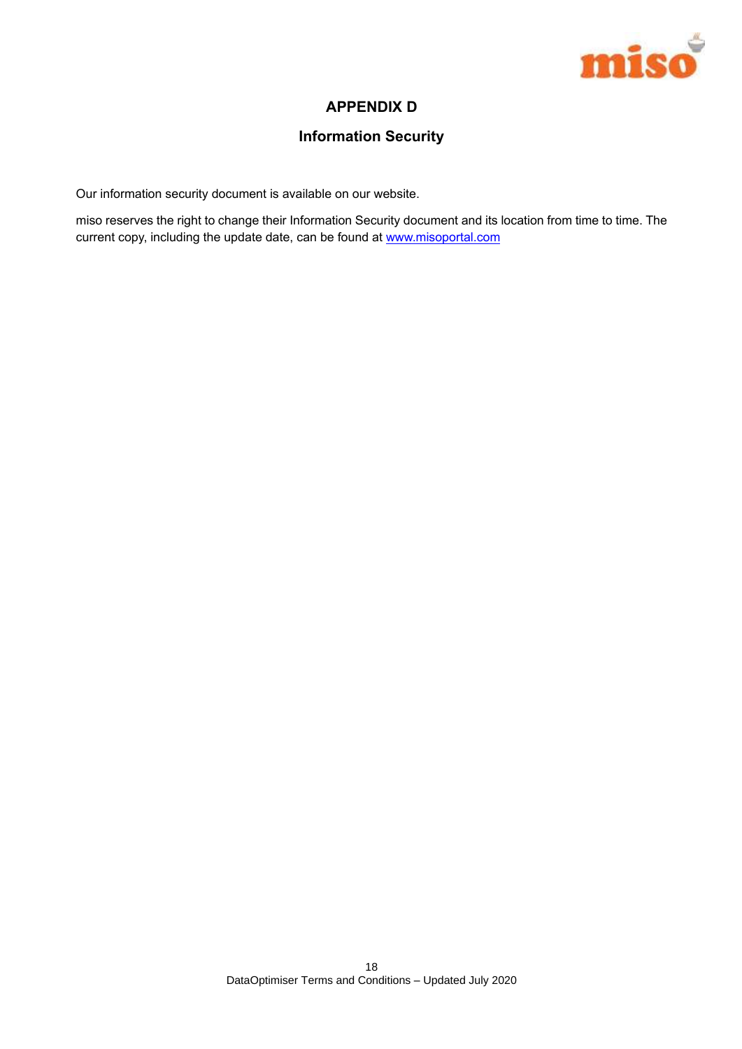# APPENDIX D

## Information Security

Our information security document is available on our website.

miso reserves the right to change their Information Security document and its location from time to time. The current copy, including the update date, can be found at [www.misoportal.com](http://www.misoportal.com)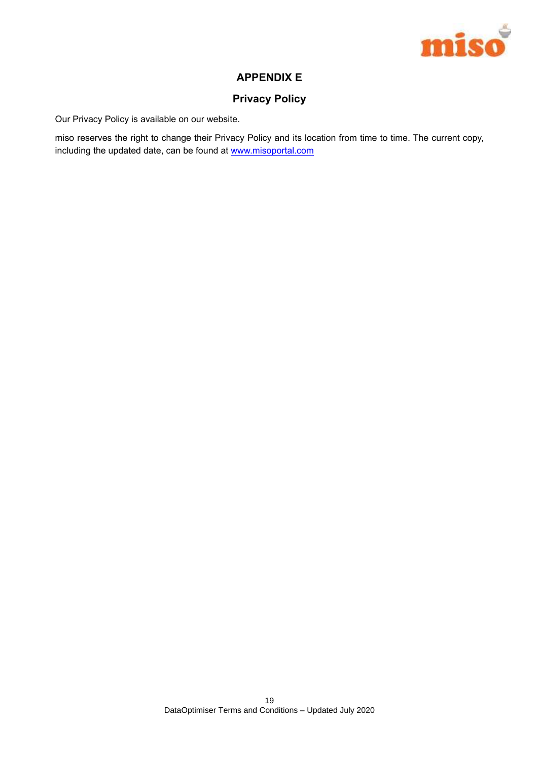# APPENDIX E

## Privacy Policy

Our Privacy Policy is available on our website.

miso reserves the right to change their Privacy Policy and its location from time to time. The current copy, including the updated date, can be found at [www.misoportal.com](www.misoportal.com)